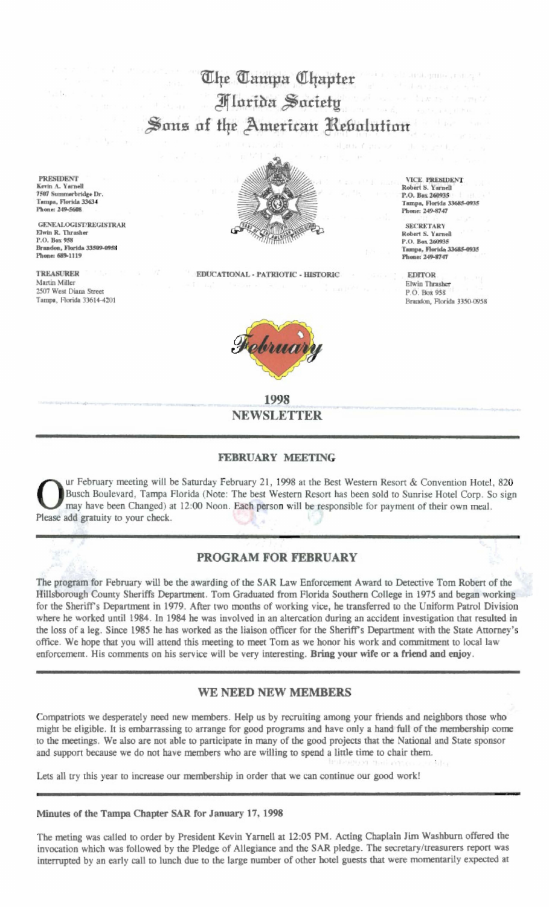# The Tampa Chapter
# Florida Society
# Sons of the American Revolution

**PRESIDENT**
Kevin A. Yarnell
7507 Summerbridge Dr.
Tampa, Florida 33634
Phone: 249-5608

**GENEALOGIST/REGISTRAR**
Elwin R. Thrasher
P.O. Box 958
Brandon, Florida 33509-0958
Phone: 689-1119

**TREASURER**
Martin Miller
2507 West Diana Street
Tampa, Florida 33614-4201

**VICE PRESIDENT**
Robert S. Yarnell
P.O. Box 260935
Tampa, Florida 33685-0935
Phone: 249-8747

**SECRETARY**
Robert S. Yarnell
P.O. Box 260935
Tampa, Florida 33685-0935
Phone: 249-8747

**EDITOR**
Elwin Thrasher
P.O. Box 958
Brandon, Florida 3350-0958

EDUCATIONAL - PATRIOTIC - HISTORIC

February

1998
NEWSLETTER

## FEBRUARY MEETING

Our February meeting will be Saturday February 21, 1998 at the Best Western Resort & Convention Hotel, 820 Busch Boulevard, Tampa Florida (Note: The best Western Resort has been sold to Sunrise Hotel Corp. So sign may have been Changed) at 12:00 Noon. Each person will be responsible for payment of their own meal. Please add gratuity to your check.

## PROGRAM FOR FEBRUARY

The program for February will be the awarding of the SAR Law Enforcement Award to Detective Tom Robert of the Hillsborough County Sheriffs Department. Tom Graduated from Florida Southern College in 1975 and began working for the Sheriff's Department in 1979. After two months of working vice, he transferred to the Uniform Patrol Division where he worked until 1984. In 1984 he was involved in an altercation during an accident investigation that resulted in the loss of a leg. Since 1985 he has worked as the liaison officer for the Sheriff's Department with the State Attorney's office. We hope that you will attend this meeting to meet Tom as we honor his work and commitment to local law enforcement. His comments on his service will be very interesting. **Bring your wife or a friend and enjoy.**

## WE NEED NEW MEMBERS

Compatriots we desperately need new members. Help us by recruiting among your friends and neighbors those who might be eligible. It is embarrassing to arrange for good programs and have only a hand full of the membership come to the meetings. We also are not able to participate in many of the good projects that the National and State sponsor and support because we do not have members who are willing to spend a little time to chair them.

Lets all try this year to increase our membership in order that we can continue our good work!

### Minutes of the Tampa Chapter SAR for January 17, 1998

The meting was called to order by President Kevin Yarnell at 12:05 PM. Acting Chaplain Jim Washburn offered the invocation which was followed by the Pledge of Allegiance and the SAR pledge. The secretary/treasurers report was interrupted by an early call to lunch due to the large number of other hotel guests that were momentarily expected at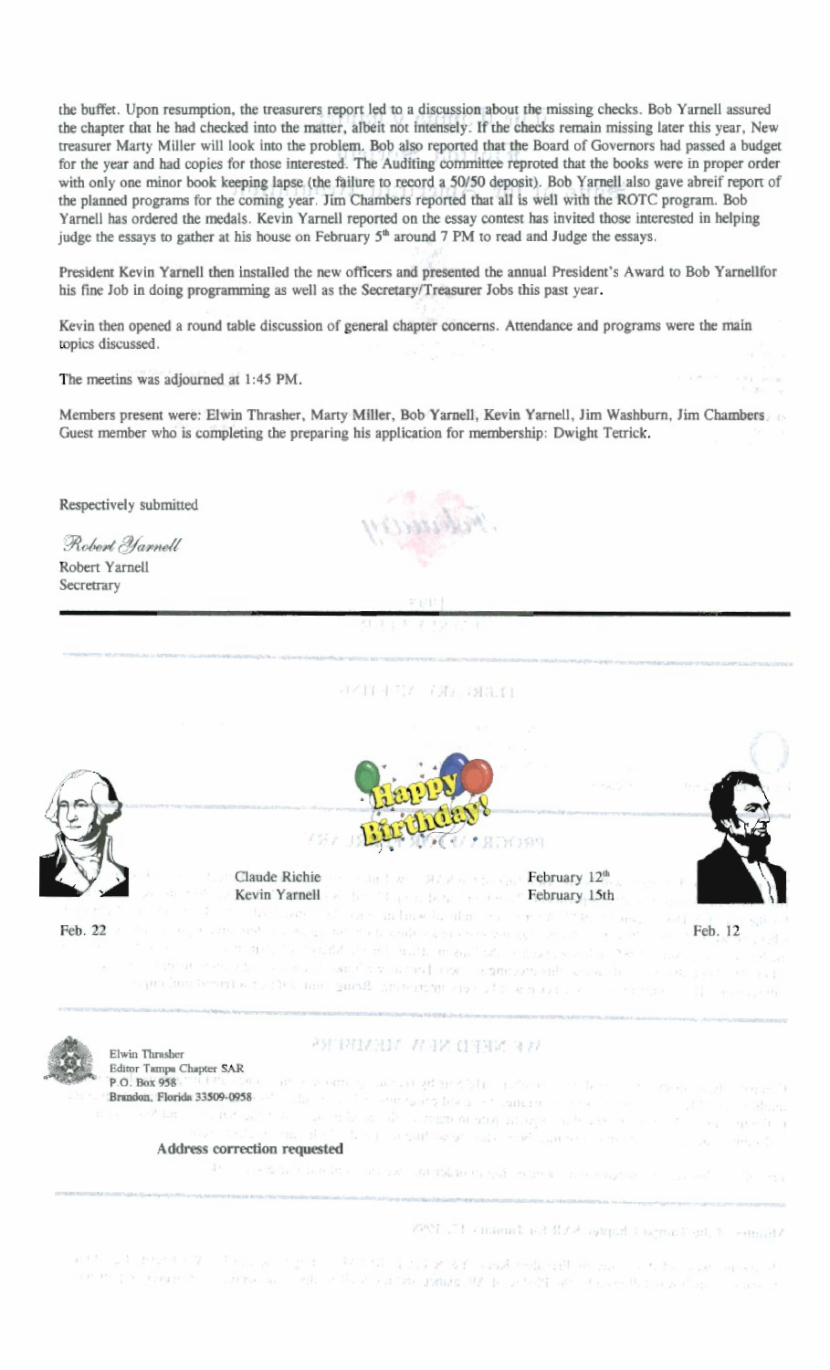the buffet. Upon resumption, the treasurers report led to a discussion about the missing checks. Bob Yarnell assured the chapter that he had checked into the matter, albeit not intensely. If the checks remain missing later this year, New treasurer Marty Miller will look into the problem. Bob also reported that the Board of Governors had passed a budget for the year and had copies for those interested. The Auditing committee reproted that the books were in proper order with only one minor book keeping lapse (the failure to record a 50/50 deposit). Bob Yarnell also gave abreif report of the planned programs for the coming year. Jim Chambers reported that all is well with the ROTC program. Bob Yarnell has ordered the medals. Kevin Yarnell reported on the essay contest has invited those interested in helping judge the essays to gather at his house on February 5th around 7 PM to read and Judge the essays.

President Kevin Yarnell then installed the new officers and presented the annual President's Award to Bob Yarnellfor his fine Job in doing programming as well as the Secretary/Treasurer Jobs this past year.

Kevin then opened a round table discussion of general chapter concerns. Attendance and programs were the main topics discussed.

The meetins was adjourned at 1:45 PM.

Members present were: Elwin Thrasher, Marty Miller, Bob Yarnell, Kevin Yarnell, Jim Washburn, Jim Chambers. Guest member who is completing the preparing his application for membership: Dwight Tetrick.

Respectively submitted

*Robert Yarnell*
Robert Yarnell
Secretary

---

Happy Birthday!

Claude Richie — February 12th
Kevin Yarnell — February 15th

Feb. 22

Feb. 12

Elwin Thrasher
Editor Tampa Chapter SAR
P.O. Box 958
Brandon, Florida 33509-0958

**Address correction requested**